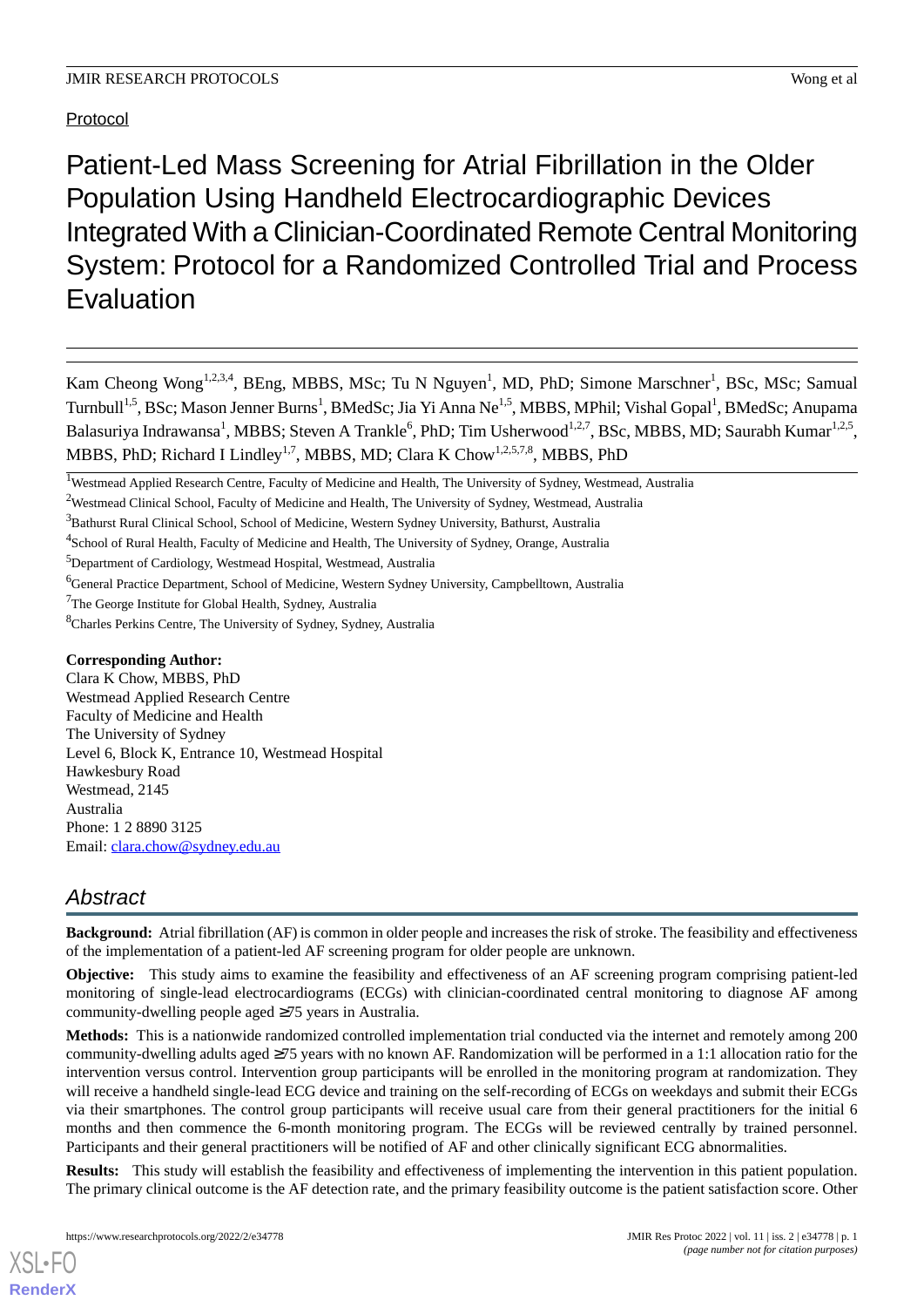Protocol

# Patient-Led Mass Screening for Atrial Fibrillation in the Older Population Using Handheld Electrocardiographic Devices Integrated With a Clinician-Coordinated Remote Central Monitoring System: Protocol for a Randomized Controlled Trial and Process Evaluation

Kam Cheong Wong[1,2,3,4], BEng, MBBS, MSc; Tu N Nguyen[1], MD, PhD; Simone Marschner[1], BSc, MSc; Samual Turnbull[1,5], BSc; Mason Jenner Burns[1], BMedSc; Jia Yi Anna Ne[1,5], MBBS, MPhil; Vishal Gopal[1], BMedSc; Anupama Balasuriya Indrawansa[1], MBBS; Steven A Trankle[6], PhD; Tim Usherwood[1,2,7], BSc, MBBS, MD; Saurabh Kumar[1,2,5], MBBS, PhD; Richard I Lindley[1,7], MBBS, MD; Clara K Chow[1,2,5,7,8], MBBS, PhD

[1]Westmead Applied Research Centre, Faculty of Medicine and Health, The University of Sydney, Westmead, Australia

[2]Westmead Clinical School, Faculty of Medicine and Health, The University of Sydney, Westmead, Australia

[3]Bathurst Rural Clinical School, School of Medicine, Western Sydney University, Bathurst, Australia

[4]School of Rural Health, Faculty of Medicine and Health, The University of Sydney, Orange, Australia

[5]Department of Cardiology, Westmead Hospital, Westmead, Australia

[6]General Practice Department, School of Medicine, Western Sydney University, Campbelltown, Australia

[7]The George Institute for Global Health, Sydney, Australia

[8]Charles Perkins Centre, The University of Sydney, Sydney, Australia

**Corresponding Author:**
Clara K Chow, MBBS, PhD
Westmead Applied Research Centre
Faculty of Medicine and Health
The University of Sydney
Level 6, Block K, Entrance 10, Westmead Hospital
Hawkesbury Road
Westmead, 2145
Australia
Phone: 1 2 8890 3125
Email: clara.chow@sydney.edu.au

## Abstract

**Background:** Atrial fibrillation (AF) is common in older people and increases the risk of stroke. The feasibility and effectiveness of the implementation of a patient-led AF screening program for older people are unknown.

**Objective:** This study aims to examine the feasibility and effectiveness of an AF screening program comprising patient-led monitoring of single-lead electrocardiograms (ECGs) with clinician-coordinated central monitoring to diagnose AF among community-dwelling people aged ≥75 years in Australia.

**Methods:** This is a nationwide randomized controlled implementation trial conducted via the internet and remotely among 200 community-dwelling adults aged ≥75 years with no known AF. Randomization will be performed in a 1:1 allocation ratio for the intervention versus control. Intervention group participants will be enrolled in the monitoring program at randomization. They will receive a handheld single-lead ECG device and training on the self-recording of ECGs on weekdays and submit their ECGs via their smartphones. The control group participants will receive usual care from their general practitioners for the initial 6 months and then commence the 6-month monitoring program. The ECGs will be reviewed centrally by trained personnel. Participants and their general practitioners will be notified of AF and other clinically significant ECG abnormalities.

**Results:** This study will establish the feasibility and effectiveness of implementing the intervention in this patient population. The primary clinical outcome is the AF detection rate, and the primary feasibility outcome is the patient satisfaction score. Other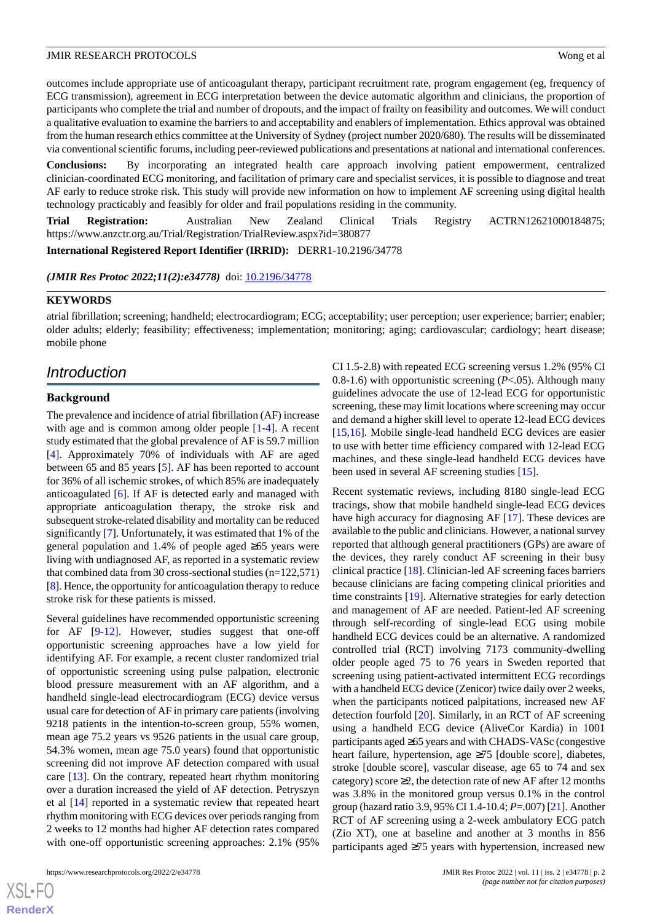outcomes include appropriate use of anticoagulant therapy, participant recruitment rate, program engagement (eg, frequency of ECG transmission), agreement in ECG interpretation between the device automatic algorithm and clinicians, the proportion of participants who complete the trial and number of dropouts, and the impact of frailty on feasibility and outcomes. We will conduct a qualitative evaluation to examine the barriers to and acceptability and enablers of implementation. Ethics approval was obtained from the human research ethics committee at the University of Sydney (project number 2020/680). The results will be disseminated via conventional scientific forums, including peer-reviewed publications and presentations at national and international conferences.

**Conclusions:** By incorporating an integrated health care approach involving patient empowerment, centralized clinician-coordinated ECG monitoring, and facilitation of primary care and specialist services, it is possible to diagnose and treat AF early to reduce stroke risk. This study will provide new information on how to implement AF screening using digital health technology practicably and feasibly for older and frail populations residing in the community.

**Trial Registration:** Australian New Zealand Clinical Trials Registry ACTRN12621000184875; https://www.anzctr.org.au/Trial/Registration/TrialReview.aspx?id=380877

**International Registered Report Identifier (IRRID):** DERR1-10.2196/34778

***(JMIR Res Protoc 2022;11(2):e34778)*** doi: 10.2196/34778

**KEYWORDS**

atrial fibrillation; screening; handheld; electrocardiogram; ECG; acceptability; user perception; user experience; barrier; enabler; older adults; elderly; feasibility; effectiveness; implementation; monitoring; aging; cardiovascular; cardiology; heart disease; mobile phone

## Introduction

### Background

The prevalence and incidence of atrial fibrillation (AF) increase with age and is common among older people [1-4]. A recent study estimated that the global prevalence of AF is 59.7 million [4]. Approximately 70% of individuals with AF are aged between 65 and 85 years [5]. AF has been reported to account for 36% of all ischemic strokes, of which 85% are inadequately anticoagulated [6]. If AF is detected early and managed with appropriate anticoagulation therapy, the stroke risk and subsequent stroke-related disability and mortality can be reduced significantly [7]. Unfortunately, it was estimated that 1% of the general population and 1.4% of people aged ≥65 years were living with undiagnosed AF, as reported in a systematic review that combined data from 30 cross-sectional studies (n=122,571) [8]. Hence, the opportunity for anticoagulation therapy to reduce stroke risk for these patients is missed.

Several guidelines have recommended opportunistic screening for AF [9-12]. However, studies suggest that one-off opportunistic screening approaches have a low yield for identifying AF. For example, a recent cluster randomized trial of opportunistic screening using pulse palpation, electronic blood pressure measurement with an AF algorithm, and a handheld single-lead electrocardiogram (ECG) device versus usual care for detection of AF in primary care patients (involving 9218 patients in the intention-to-screen group, 55% women, mean age 75.2 years vs 9526 patients in the usual care group, 54.3% women, mean age 75.0 years) found that opportunistic screening did not improve AF detection compared with usual care [13]. On the contrary, repeated heart rhythm monitoring over a duration increased the yield of AF detection. Petryszyn et al [14] reported in a systematic review that repeated heart rhythm monitoring with ECG devices over periods ranging from 2 weeks to 12 months had higher AF detection rates compared with one-off opportunistic screening approaches: 2.1% (95% CI 1.5-2.8) with repeated ECG screening versus 1.2% (95% CI 0.8-1.6) with opportunistic screening ($P<.05$). Although many guidelines advocate the use of 12-lead ECG for opportunistic screening, these may limit locations where screening may occur and demand a higher skill level to operate 12-lead ECG devices [15,16]. Mobile single-lead handheld ECG devices are easier to use with better time efficiency compared with 12-lead ECG machines, and these single-lead handheld ECG devices have been used in several AF screening studies [15].

Recent systematic reviews, including 8180 single-lead ECG tracings, show that mobile handheld single-lead ECG devices have high accuracy for diagnosing AF [17]. These devices are available to the public and clinicians. However, a national survey reported that although general practitioners (GPs) are aware of the devices, they rarely conduct AF screening in their busy clinical practice [18]. Clinician-led AF screening faces barriers because clinicians are facing competing clinical priorities and time constraints [19]. Alternative strategies for early detection and management of AF are needed. Patient-led AF screening through self-recording of single-lead ECG using mobile handheld ECG devices could be an alternative. A randomized controlled trial (RCT) involving 7173 community-dwelling older people aged 75 to 76 years in Sweden reported that screening using patient-activated intermittent ECG recordings with a handheld ECG device (Zenicor) twice daily over 2 weeks, when the participants noticed palpitations, increased new AF detection fourfold [20]. Similarly, in an RCT of AF screening using a handheld ECG device (AliveCor Kardia) in 1001 participants aged ≥65 years and with CHADS-VASc (congestive heart failure, hypertension, age ≥75 [double score], diabetes, stroke [double score], vascular disease, age 65 to 74 and sex category) score ≥2, the detection rate of new AF after 12 months was 3.8% in the monitored group versus 0.1% in the control group (hazard ratio 3.9, 95% CI 1.4-10.4; $P$=.007) [21]. Another RCT of AF screening using a 2-week ambulatory ECG patch (Zio XT), one at baseline and another at 3 months in 856 participants aged ≥75 years with hypertension, increased new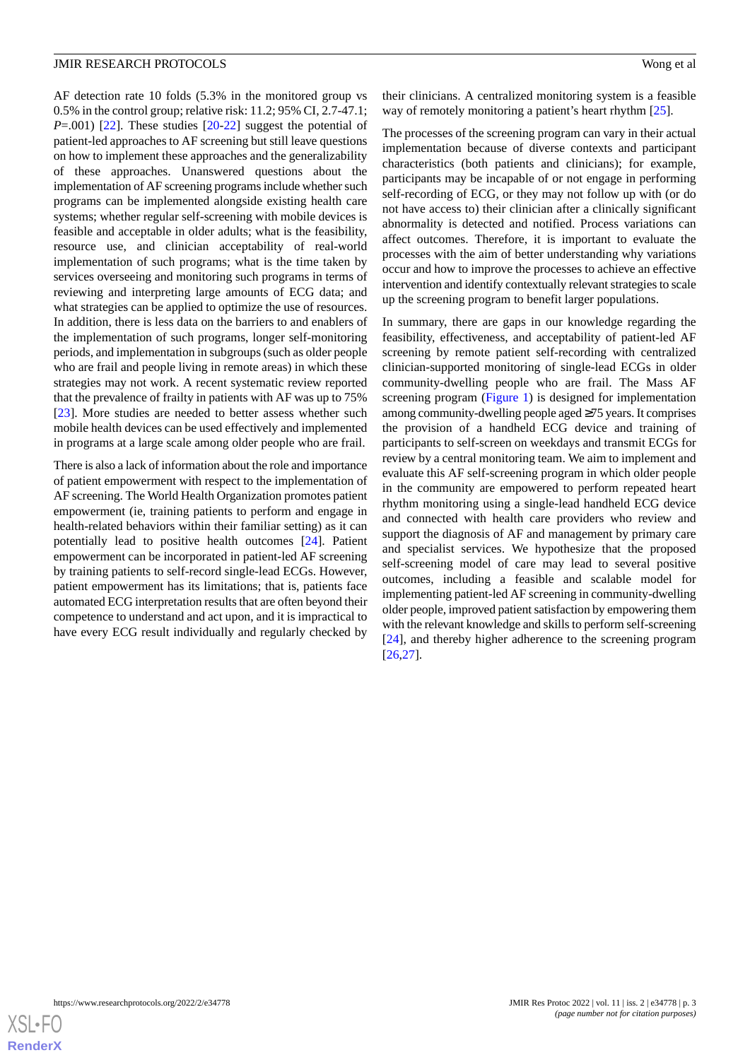AF detection rate 10 folds (5.3% in the monitored group vs 0.5% in the control group; relative risk: 11.2; 95% CI, 2.7-47.1; $P$=.001) [22]. These studies [20-22] suggest the potential of patient-led approaches to AF screening but still leave questions on how to implement these approaches and the generalizability of these approaches. Unanswered questions about the implementation of AF screening programs include whether such programs can be implemented alongside existing health care systems; whether regular self-screening with mobile devices is feasible and acceptable in older adults; what is the feasibility, resource use, and clinician acceptability of real-world implementation of such programs; what is the time taken by services overseeing and monitoring such programs in terms of reviewing and interpreting large amounts of ECG data; and what strategies can be applied to optimize the use of resources. In addition, there is less data on the barriers to and enablers of the implementation of such programs, longer self-monitoring periods, and implementation in subgroups (such as older people who are frail and people living in remote areas) in which these strategies may not work. A recent systematic review reported that the prevalence of frailty in patients with AF was up to 75% [23]. More studies are needed to better assess whether such mobile health devices can be used effectively and implemented in programs at a large scale among older people who are frail.

There is also a lack of information about the role and importance of patient empowerment with respect to the implementation of AF screening. The World Health Organization promotes patient empowerment (ie, training patients to perform and engage in health-related behaviors within their familiar setting) as it can potentially lead to positive health outcomes [24]. Patient empowerment can be incorporated in patient-led AF screening by training patients to self-record single-lead ECGs. However, patient empowerment has its limitations; that is, patients face automated ECG interpretation results that are often beyond their competence to understand and act upon, and it is impractical to have every ECG result individually and regularly checked by their clinicians. A centralized monitoring system is a feasible way of remotely monitoring a patient's heart rhythm [25].

The processes of the screening program can vary in their actual implementation because of diverse contexts and participant characteristics (both patients and clinicians); for example, participants may be incapable of or not engage in performing self-recording of ECG, or they may not follow up with (or do not have access to) their clinician after a clinically significant abnormality is detected and notified. Process variations can affect outcomes. Therefore, it is important to evaluate the processes with the aim of better understanding why variations occur and how to improve the processes to achieve an effective intervention and identify contextually relevant strategies to scale up the screening program to benefit larger populations.

In summary, there are gaps in our knowledge regarding the feasibility, effectiveness, and acceptability of patient-led AF screening by remote patient self-recording with centralized clinician-supported monitoring of single-lead ECGs in older community-dwelling people who are frail. The Mass AF screening program (Figure 1) is designed for implementation among community-dwelling people aged ≥75 years. It comprises the provision of a handheld ECG device and training of participants to self-screen on weekdays and transmit ECGs for review by a central monitoring team. We aim to implement and evaluate this AF self-screening program in which older people in the community are empowered to perform repeated heart rhythm monitoring using a single-lead handheld ECG device and connected with health care providers who review and support the diagnosis of AF and management by primary care and specialist services. We hypothesize that the proposed self-screening model of care may lead to several positive outcomes, including a feasible and scalable model for implementing patient-led AF screening in community-dwelling older people, improved patient satisfaction by empowering them with the relevant knowledge and skills to perform self-screening [24], and thereby higher adherence to the screening program [26,27].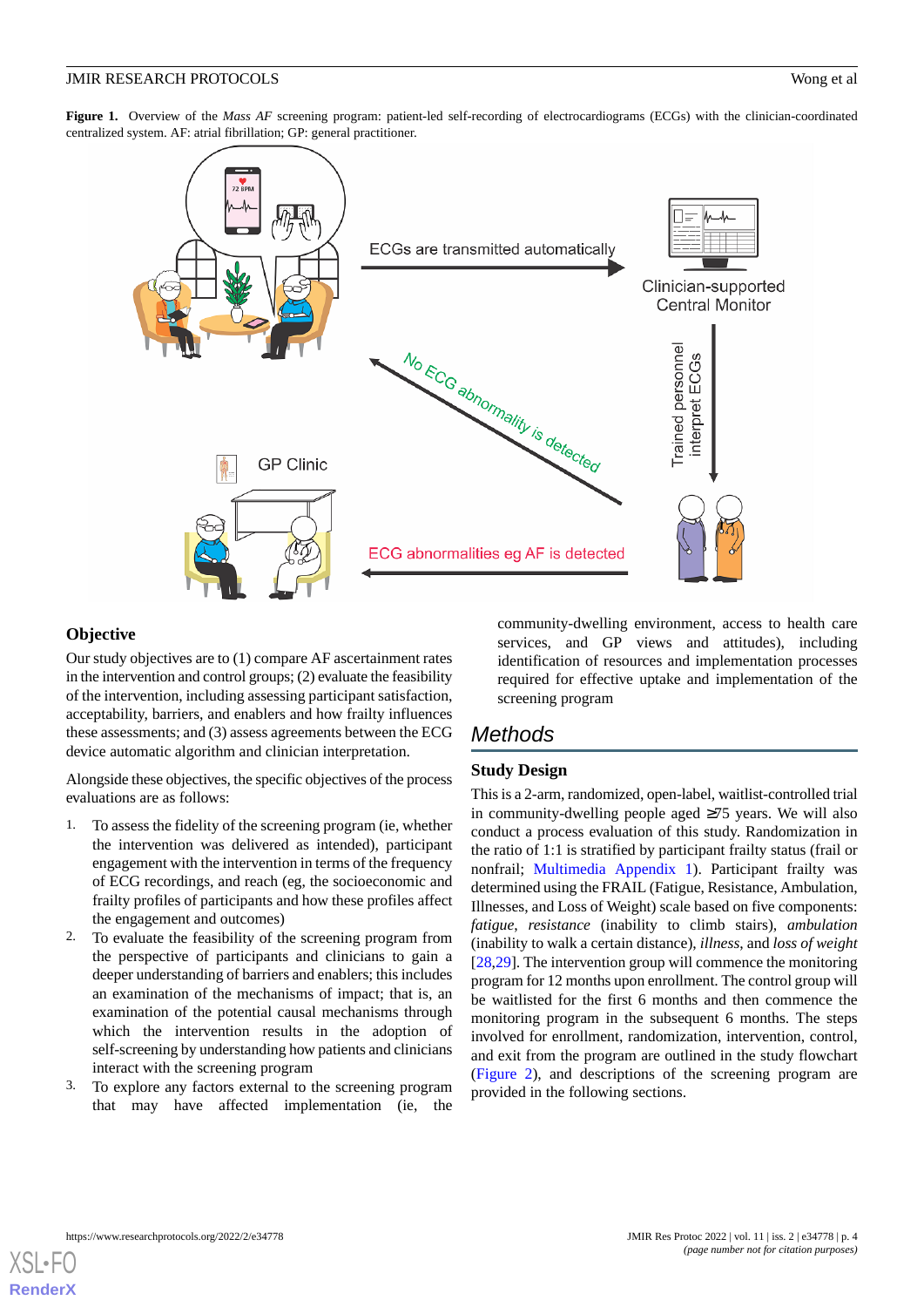**Figure 1.** Overview of the *Mass AF* screening program: patient-led self-recording of electrocardiograms (ECGs) with the clinician-coordinated centralized system. AF: atrial fibrillation; GP: general practitioner.

## Objective

Our study objectives are to (1) compare AF ascertainment rates in the intervention and control groups; (2) evaluate the feasibility of the intervention, including assessing participant satisfaction, acceptability, barriers, and enablers and how frailty influences these assessments; and (3) assess agreements between the ECG device automatic algorithm and clinician interpretation.

Alongside these objectives, the specific objectives of the process evaluations are as follows:

1. To assess the fidelity of the screening program (ie, whether the intervention was delivered as intended), participant engagement with the intervention in terms of the frequency of ECG recordings, and reach (eg, the socioeconomic and frailty profiles of participants and how these profiles affect the engagement and outcomes)
2. To evaluate the feasibility of the screening program from the perspective of participants and clinicians to gain a deeper understanding of barriers and enablers; this includes an examination of the mechanisms of impact; that is, an examination of the potential causal mechanisms through which the intervention results in the adoption of self-screening by understanding how patients and clinicians interact with the screening program
3. To explore any factors external to the screening program that may have affected implementation (ie, the community-dwelling environment, access to health care services, and GP views and attitudes), including identification of resources and implementation processes required for effective uptake and implementation of the screening program

# Methods

## Study Design

This is a 2-arm, randomized, open-label, waitlist-controlled trial in community-dwelling people aged ≥75 years. We will also conduct a process evaluation of this study. Randomization in the ratio of 1:1 is stratified by participant frailty status (frail or nonfrail; Multimedia Appendix 1). Participant frailty was determined using the FRAIL (Fatigue, Resistance, Ambulation, Illnesses, and Loss of Weight) scale based on five components: *fatigue*, *resistance* (inability to climb stairs), *ambulation* (inability to walk a certain distance), *illness*, and *loss of weight* [28,29]. The intervention group will commence the monitoring program for 12 months upon enrollment. The control group will be waitlisted for the first 6 months and then commence the monitoring program in the subsequent 6 months. The steps involved for enrollment, randomization, intervention, control, and exit from the program are outlined in the study flowchart (Figure 2), and descriptions of the screening program are provided in the following sections.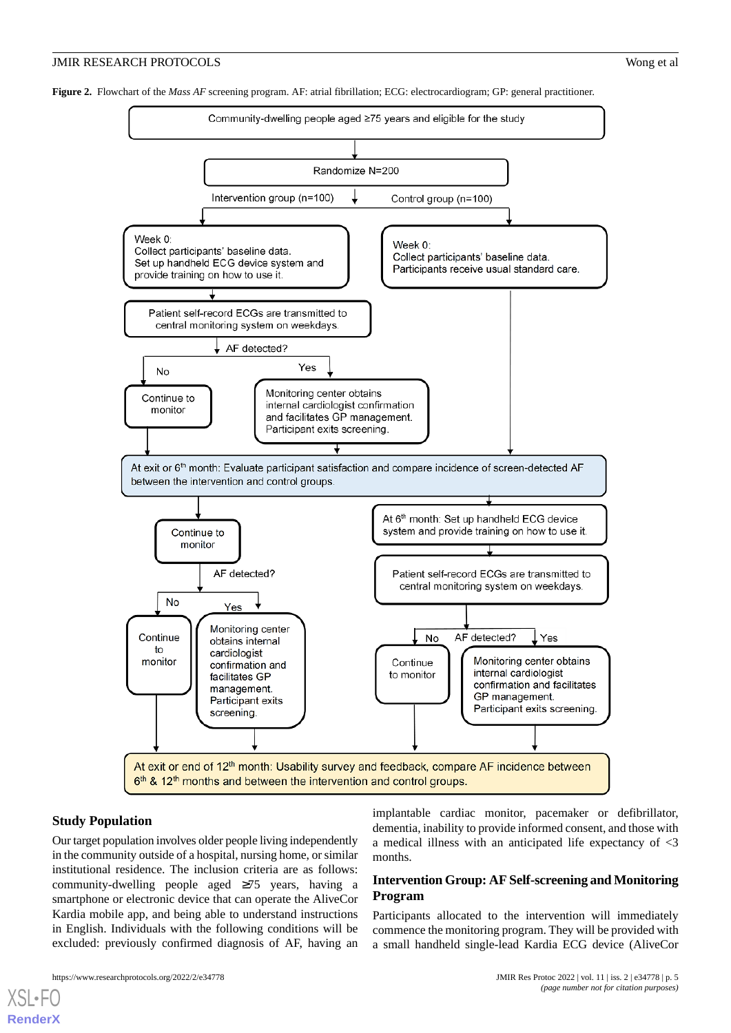**Figure 2.** Flowchart of the *Mass AF* screening program. AF: atrial fibrillation; ECG: electrocardiogram; GP: general practitioner.

Community-dwelling people aged ≥75 years and eligible for the study

Randomize N=200

Intervention group (n=100)

Control group (n=100)

Week 0:
Collect participants' baseline data.
Set up handheld ECG device system and provide training on how to use it.

Week 0:
Collect participants' baseline data.
Participants receive usual standard care.

Patient self-record ECGs are transmitted to central monitoring system on weekdays.

AF detected?

No — Continue to monitor

Yes — Monitoring center obtains internal cardiologist confirmation and facilitates GP management. Participant exits screening.

At exit or 6th month: Evaluate participant satisfaction and compare incidence of screen-detected AF between the intervention and control groups.

Continue to monitor

AF detected?

No — Continue to monitor

Yes — Monitoring center obtains internal cardiologist confirmation and facilitates GP management. Participant exits screening.

At 6th month: Set up handheld ECG device system and provide training on how to use it.

Patient self-record ECGs are transmitted to central monitoring system on weekdays.

AF detected?

No — Continue to monitor

Yes — Monitoring center obtains internal cardiologist confirmation and facilitates GP management. Participant exits screening.

At exit or end of 12th month: Usability survey and feedback, compare AF incidence between 6th & 12th months and between the intervention and control groups.

## Study Population

Our target population involves older people living independently in the community outside of a hospital, nursing home, or similar institutional residence. The inclusion criteria are as follows: community-dwelling people aged ≥75 years, having a smartphone or electronic device that can operate the AliveCor Kardia mobile app, and being able to understand instructions in English. Individuals with the following conditions will be excluded: previously confirmed diagnosis of AF, having an implantable cardiac monitor, pacemaker or defibrillator, dementia, inability to provide informed consent, and those with a medical illness with an anticipated life expectancy of <3 months.

## Intervention Group: AF Self-screening and Monitoring Program

Participants allocated to the intervention will immediately commence the monitoring program. They will be provided with a small handheld single-lead Kardia ECG device (AliveCor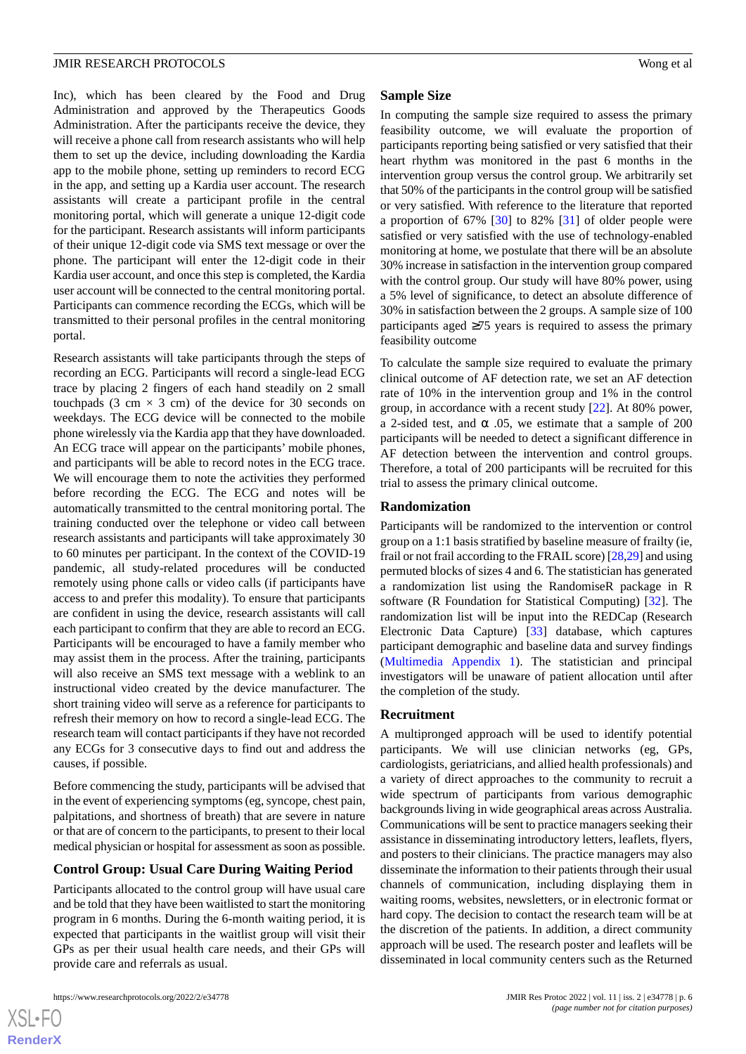Inc), which has been cleared by the Food and Drug Administration and approved by the Therapeutics Goods Administration. After the participants receive the device, they will receive a phone call from research assistants who will help them to set up the device, including downloading the Kardia app to the mobile phone, setting up reminders to record ECG in the app, and setting up a Kardia user account. The research assistants will create a participant profile in the central monitoring portal, which will generate a unique 12-digit code for the participant. Research assistants will inform participants of their unique 12-digit code via SMS text message or over the phone. The participant will enter the 12-digit code in their Kardia user account, and once this step is completed, the Kardia user account will be connected to the central monitoring portal. Participants can commence recording the ECGs, which will be transmitted to their personal profiles in the central monitoring portal.

Research assistants will take participants through the steps of recording an ECG. Participants will record a single-lead ECG trace by placing 2 fingers of each hand steadily on 2 small touchpads (3 cm × 3 cm) of the device for 30 seconds on weekdays. The ECG device will be connected to the mobile phone wirelessly via the Kardia app that they have downloaded. An ECG trace will appear on the participants' mobile phones, and participants will be able to record notes in the ECG trace. We will encourage them to note the activities they performed before recording the ECG. The ECG and notes will be automatically transmitted to the central monitoring portal. The training conducted over the telephone or video call between research assistants and participants will take approximately 30 to 60 minutes per participant. In the context of the COVID-19 pandemic, all study-related procedures will be conducted remotely using phone calls or video calls (if participants have access to and prefer this modality). To ensure that participants are confident in using the device, research assistants will call each participant to confirm that they are able to record an ECG. Participants will be encouraged to have a family member who may assist them in the process. After the training, participants will also receive an SMS text message with a weblink to an instructional video created by the device manufacturer. The short training video will serve as a reference for participants to refresh their memory on how to record a single-lead ECG. The research team will contact participants if they have not recorded any ECGs for 3 consecutive days to find out and address the causes, if possible.

Before commencing the study, participants will be advised that in the event of experiencing symptoms (eg, syncope, chest pain, palpitations, and shortness of breath) that are severe in nature or that are of concern to the participants, to present to their local medical physician or hospital for assessment as soon as possible.

### Control Group: Usual Care During Waiting Period

Participants allocated to the control group will have usual care and be told that they have been waitlisted to start the monitoring program in 6 months. During the 6-month waiting period, it is expected that participants in the waitlist group will visit their GPs as per their usual health care needs, and their GPs will provide care and referrals as usual.

### Sample Size

In computing the sample size required to assess the primary feasibility outcome, we will evaluate the proportion of participants reporting being satisfied or very satisfied that their heart rhythm was monitored in the past 6 months in the intervention group versus the control group. We arbitrarily set that 50% of the participants in the control group will be satisfied or very satisfied. With reference to the literature that reported a proportion of 67% [30] to 82% [31] of older people were satisfied or very satisfied with the use of technology-enabled monitoring at home, we postulate that there will be an absolute 30% increase in satisfaction in the intervention group compared with the control group. Our study will have 80% power, using a 5% level of significance, to detect an absolute difference of 30% in satisfaction between the 2 groups. A sample size of 100 participants aged ≥75 years is required to assess the primary feasibility outcome

To calculate the sample size required to evaluate the primary clinical outcome of AF detection rate, we set an AF detection rate of 10% in the intervention group and 1% in the control group, in accordance with a recent study [22]. At 80% power, a 2-sided test, and α .05, we estimate that a sample of 200 participants will be needed to detect a significant difference in AF detection between the intervention and control groups. Therefore, a total of 200 participants will be recruited for this trial to assess the primary clinical outcome.

### Randomization

Participants will be randomized to the intervention or control group on a 1:1 basis stratified by baseline measure of frailty (ie, frail or not frail according to the FRAIL score) [28,29] and using permuted blocks of sizes 4 and 6. The statistician has generated a randomization list using the RandomiseR package in R software (R Foundation for Statistical Computing) [32]. The randomization list will be input into the REDCap (Research Electronic Data Capture) [33] database, which captures participant demographic and baseline data and survey findings (Multimedia Appendix 1). The statistician and principal investigators will be unaware of patient allocation until after the completion of the study.

### Recruitment

A multipronged approach will be used to identify potential participants. We will use clinician networks (eg, GPs, cardiologists, geriatricians, and allied health professionals) and a variety of direct approaches to the community to recruit a wide spectrum of participants from various demographic backgrounds living in wide geographical areas across Australia. Communications will be sent to practice managers seeking their assistance in disseminating introductory letters, leaflets, flyers, and posters to their clinicians. The practice managers may also disseminate the information to their patients through their usual channels of communication, including displaying them in waiting rooms, websites, newsletters, or in electronic format or hard copy. The decision to contact the research team will be at the discretion of the patients. In addition, a direct community approach will be used. The research poster and leaflets will be disseminated in local community centers such as the Returned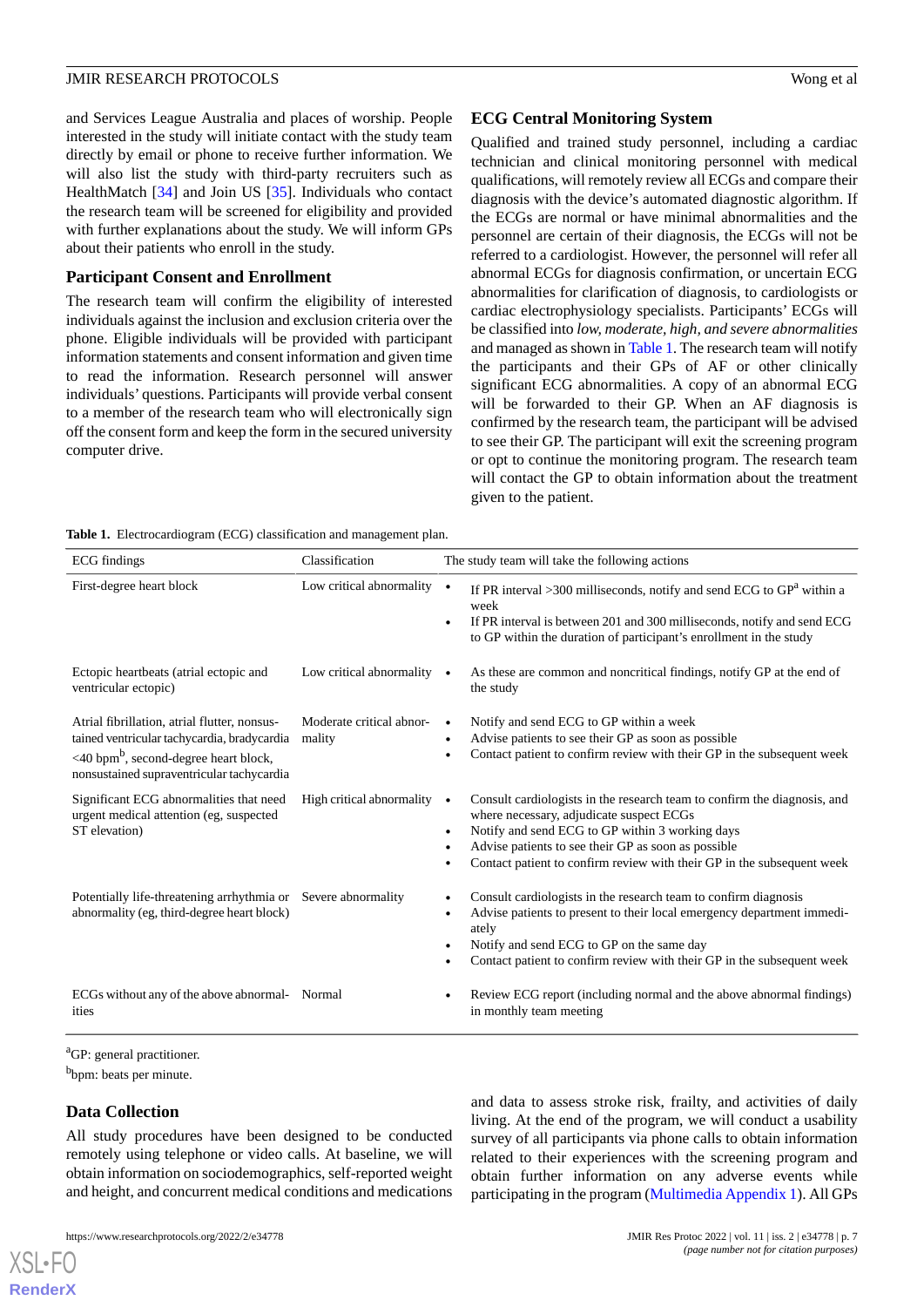and Services League Australia and places of worship. People interested in the study will initiate contact with the study team directly by email or phone to receive further information. We will also list the study with third-party recruiters such as HealthMatch [34] and Join US [35]. Individuals who contact the research team will be screened for eligibility and provided with further explanations about the study. We will inform GPs about their patients who enroll in the study.

### Participant Consent and Enrollment

The research team will confirm the eligibility of interested individuals against the inclusion and exclusion criteria over the phone. Eligible individuals will be provided with participant information statements and consent information and given time to read the information. Research personnel will answer individuals' questions. Participants will provide verbal consent to a member of the research team who will electronically sign off the consent form and keep the form in the secured university computer drive.

### ECG Central Monitoring System

Qualified and trained study personnel, including a cardiac technician and clinical monitoring personnel with medical qualifications, will remotely review all ECGs and compare their diagnosis with the device's automated diagnostic algorithm. If the ECGs are normal or have minimal abnormalities and the personnel are certain of their diagnosis, the ECGs will not be referred to a cardiologist. However, the personnel will refer all abnormal ECGs for diagnosis confirmation, or uncertain ECG abnormalities for clarification of diagnosis, to cardiologists or cardiac electrophysiology specialists. Participants' ECGs will be classified into *low, moderate, high, and severe abnormalities* and managed as shown in Table 1. The research team will notify the participants and their GPs of AF or other clinically significant ECG abnormalities. A copy of an abnormal ECG will be forwarded to their GP. When an AF diagnosis is confirmed by the research team, the participant will be advised to see their GP. The participant will exit the screening program or opt to continue the monitoring program. The research team will contact the GP to obtain information about the treatment given to the patient.

**Table 1.** Electrocardiogram (ECG) classification and management plan.

| ECG findings | Classification | The study team will take the following actions |
|---|---|---|
| First-degree heart block | Low critical abnormality | • If PR interval >300 milliseconds, notify and send ECG to GP[a] within a week<br>• If PR interval is between 201 and 300 milliseconds, notify and send ECG to GP within the duration of participant's enrollment in the study |
| Ectopic heartbeats (atrial ectopic and ventricular ectopic) | Low critical abnormality | • As these are common and noncritical findings, notify GP at the end of the study |
| Atrial fibrillation, atrial flutter, nonsustained ventricular tachycardia, bradycardia <40 bpm[b], second-degree heart block, nonsustained supraventricular tachycardia | Moderate critical abnormality | • Notify and send ECG to GP within a week<br>• Advise patients to see their GP as soon as possible<br>• Contact patient to confirm review with their GP in the subsequent week |
| Significant ECG abnormalities that need urgent medical attention (eg, suspected ST elevation) | High critical abnormality | • Consult cardiologists in the research team to confirm the diagnosis, and where necessary, adjudicate suspect ECGs<br>• Notify and send ECG to GP within 3 working days<br>• Advise patients to see their GP as soon as possible<br>• Contact patient to confirm review with their GP in the subsequent week |
| Potentially life-threatening arrhythmia or abnormality (eg, third-degree heart block) | Severe abnormality | • Consult cardiologists in the research team to confirm diagnosis<br>• Advise patients to present to their local emergency department immediately<br>• Notify and send ECG to GP on the same day<br>• Contact patient to confirm review with their GP in the subsequent week |
| ECGs without any of the above abnormalities | Normal | • Review ECG report (including normal and the above abnormal findings) in monthly team meeting |

[a]GP: general practitioner.

[b]bpm: beats per minute.

### Data Collection

All study procedures have been designed to be conducted remotely using telephone or video calls. At baseline, we will obtain information on sociodemographics, self-reported weight and height, and concurrent medical conditions and medications and data to assess stroke risk, frailty, and activities of daily living. At the end of the program, we will conduct a usability survey of all participants via phone calls to obtain information related to their experiences with the screening program and obtain further information on any adverse events while participating in the program (Multimedia Appendix 1). All GPs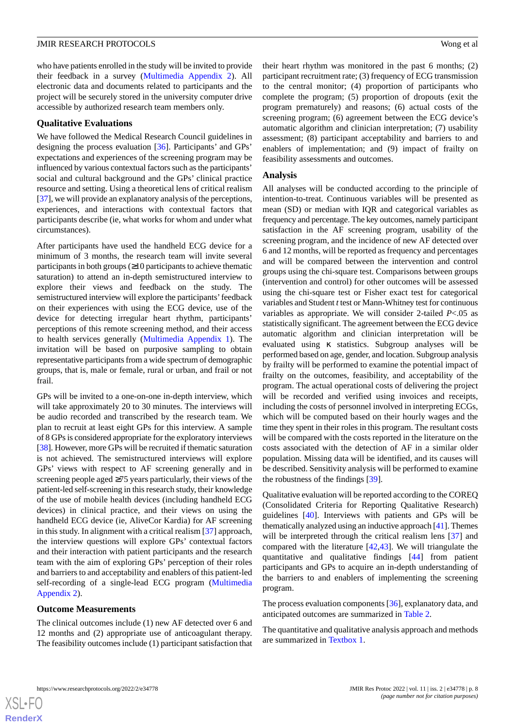who have patients enrolled in the study will be invited to provide their feedback in a survey (Multimedia Appendix 2). All electronic data and documents related to participants and the project will be securely stored in the university computer drive accessible by authorized research team members only.

### Qualitative Evaluations

We have followed the Medical Research Council guidelines in designing the process evaluation [36]. Participants' and GPs' expectations and experiences of the screening program may be influenced by various contextual factors such as the participants' social and cultural background and the GPs' clinical practice resource and setting. Using a theoretical lens of critical realism [37], we will provide an explanatory analysis of the perceptions, experiences, and interactions with contextual factors that participants describe (ie, what works for whom and under what circumstances).

After participants have used the handheld ECG device for a minimum of 3 months, the research team will invite several participants in both groups (≥10 participants to achieve thematic saturation) to attend an in-depth semistructured interview to explore their views and feedback on the study. The semistructured interview will explore the participants' feedback on their experiences with using the ECG device, use of the device for detecting irregular heart rhythm, participants' perceptions of this remote screening method, and their access to health services generally (Multimedia Appendix 1). The invitation will be based on purposive sampling to obtain representative participants from a wide spectrum of demographic groups, that is, male or female, rural or urban, and frail or not frail.

GPs will be invited to a one-on-one in-depth interview, which will take approximately 20 to 30 minutes. The interviews will be audio recorded and transcribed by the research team. We plan to recruit at least eight GPs for this interview. A sample of 8 GPs is considered appropriate for the exploratory interviews [38]. However, more GPs will be recruited if thematic saturation is not achieved. The semistructured interviews will explore GPs' views with respect to AF screening generally and in screening people aged ≥75 years particularly, their views of the patient-led self-screening in this research study, their knowledge of the use of mobile health devices (including handheld ECG devices) in clinical practice, and their views on using the handheld ECG device (ie, AliveCor Kardia) for AF screening in this study. In alignment with a critical realism [37] approach, the interview questions will explore GPs' contextual factors and their interaction with patient participants and the research team with the aim of exploring GPs' perception of their roles and barriers to and acceptability and enablers of this patient-led self-recording of a single-lead ECG program (Multimedia Appendix 2).

### Outcome Measurements

The clinical outcomes include (1) new AF detected over 6 and 12 months and (2) appropriate use of anticoagulant therapy. The feasibility outcomes include (1) participant satisfaction that their heart rhythm was monitored in the past 6 months; (2) participant recruitment rate; (3) frequency of ECG transmission to the central monitor; (4) proportion of participants who complete the program; (5) proportion of dropouts (exit the program prematurely) and reasons; (6) actual costs of the screening program; (6) agreement between the ECG device's automatic algorithm and clinician interpretation; (7) usability assessment; (8) participant acceptability and barriers to and enablers of implementation; and (9) impact of frailty on feasibility assessments and outcomes.

### Analysis

All analyses will be conducted according to the principle of intention-to-treat. Continuous variables will be presented as mean (SD) or median with IQR and categorical variables as frequency and percentage. The key outcomes, namely participant satisfaction in the AF screening program, usability of the screening program, and the incidence of new AF detected over 6 and 12 months, will be reported as frequency and percentages and will be compared between the intervention and control groups using the chi-square test. Comparisons between groups (intervention and control) for other outcomes will be assessed using the chi-square test or Fisher exact test for categorical variables and Student *t* test or Mann-Whitney test for continuous variables as appropriate. We will consider 2-tailed $P<.05$ as statistically significant. The agreement between the ECG device automatic algorithm and clinician interpretation will be evaluated using κ statistics. Subgroup analyses will be performed based on age, gender, and location. Subgroup analysis by frailty will be performed to examine the potential impact of frailty on the outcomes, feasibility, and acceptability of the program. The actual operational costs of delivering the project will be recorded and verified using invoices and receipts, including the costs of personnel involved in interpreting ECGs, which will be computed based on their hourly wages and the time they spent in their roles in this program. The resultant costs will be compared with the costs reported in the literature on the costs associated with the detection of AF in a similar older population. Missing data will be identified, and its causes will be described. Sensitivity analysis will be performed to examine the robustness of the findings [39].

Qualitative evaluation will be reported according to the COREQ (Consolidated Criteria for Reporting Qualitative Research) guidelines [40]. Interviews with patients and GPs will be thematically analyzed using an inductive approach [41]. Themes will be interpreted through the critical realism lens [37] and compared with the literature [42,43]. We will triangulate the quantitative and qualitative findings [44] from patient participants and GPs to acquire an in-depth understanding of the barriers to and enablers of implementing the screening program.

The process evaluation components [36], explanatory data, and anticipated outcomes are summarized in Table 2.

The quantitative and qualitative analysis approach and methods are summarized in Textbox 1.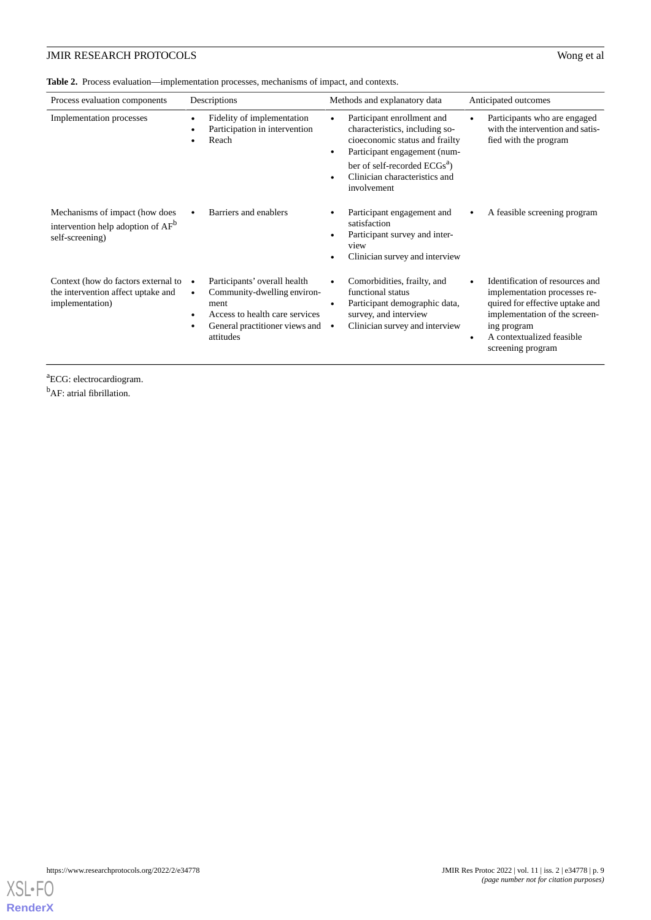**Table 2.** Process evaluation—implementation processes, mechanisms of impact, and contexts.

| Process evaluation components | Descriptions | Methods and explanatory data | Anticipated outcomes |
|---|---|---|---|
| Implementation processes | • Fidelity of implementation<br>• Participation in intervention<br>• Reach | • Participant enrollment and characteristics, including socioeconomic status and frailty<br>• Participant engagement (number of self-recorded ECGs[a])<br>• Clinician characteristics and involvement | • Participants who are engaged with the intervention and satisfied with the program |
| Mechanisms of impact (how does intervention help adoption of AF[b] self-screening) | • Barriers and enablers | • Participant engagement and satisfaction<br>• Participant survey and interview<br>• Clinician survey and interview | • A feasible screening program |
| Context (how do factors external to the intervention affect uptake and implementation) | • Participants' overall health<br>• Community-dwelling environment<br>• Access to health care services<br>• General practitioner views and attitudes | • Comorbidities, frailty, and functional status<br>• Participant demographic data, survey, and interview<br>• Clinician survey and interview | • Identification of resources and implementation processes required for effective uptake and implementation of the screening program<br>• A contextualized feasible screening program |

[a]ECG: electrocardiogram.

[b]AF: atrial fibrillation.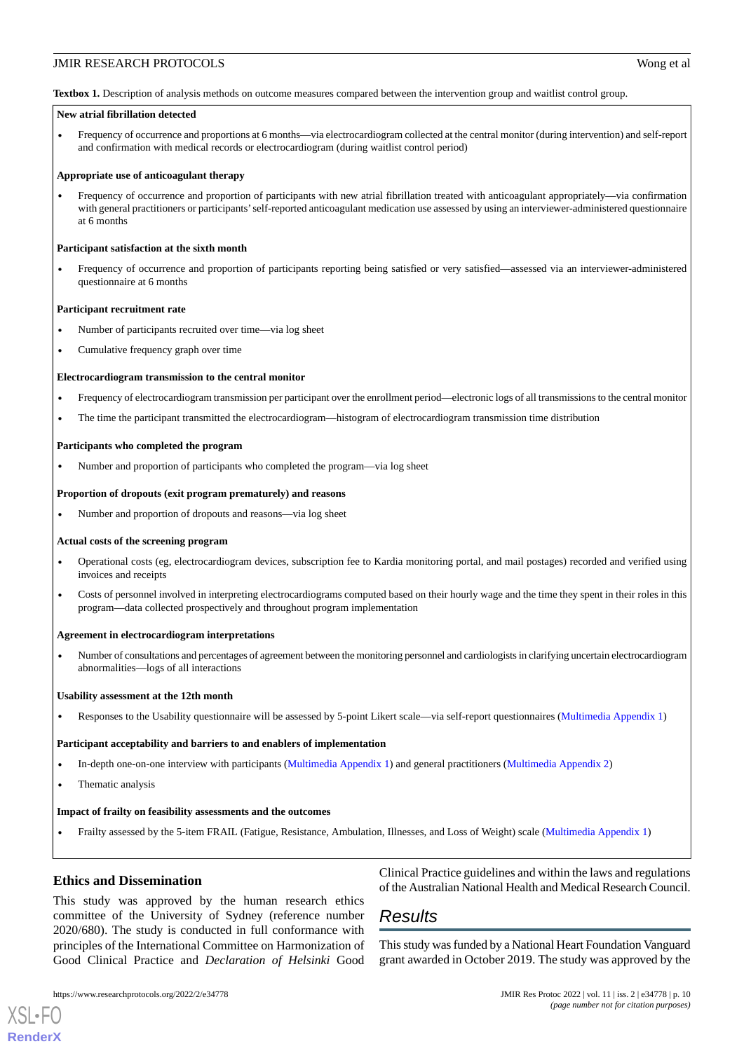**Textbox 1.** Description of analysis methods on outcome measures compared between the intervention group and waitlist control group.

**New atrial fibrillation detected**

- Frequency of occurrence and proportions at 6 months—via electrocardiogram collected at the central monitor (during intervention) and self-report and confirmation with medical records or electrocardiogram (during waitlist control period)

**Appropriate use of anticoagulant therapy**

- Frequency of occurrence and proportion of participants with new atrial fibrillation treated with anticoagulant appropriately—via confirmation with general practitioners or participants' self-reported anticoagulant medication use assessed by using an interviewer-administered questionnaire at 6 months

**Participant satisfaction at the sixth month**

- Frequency of occurrence and proportion of participants reporting being satisfied or very satisfied—assessed via an interviewer-administered questionnaire at 6 months

**Participant recruitment rate**

- Number of participants recruited over time—via log sheet
- Cumulative frequency graph over time

**Electrocardiogram transmission to the central monitor**

- Frequency of electrocardiogram transmission per participant over the enrollment period—electronic logs of all transmissions to the central monitor
- The time the participant transmitted the electrocardiogram—histogram of electrocardiogram transmission time distribution

**Participants who completed the program**

- Number and proportion of participants who completed the program—via log sheet

**Proportion of dropouts (exit program prematurely) and reasons**

- Number and proportion of dropouts and reasons—via log sheet

**Actual costs of the screening program**

- Operational costs (eg, electrocardiogram devices, subscription fee to Kardia monitoring portal, and mail postages) recorded and verified using invoices and receipts
- Costs of personnel involved in interpreting electrocardiograms computed based on their hourly wage and the time they spent in their roles in this program—data collected prospectively and throughout program implementation

**Agreement in electrocardiogram interpretations**

- Number of consultations and percentages of agreement between the monitoring personnel and cardiologists in clarifying uncertain electrocardiogram abnormalities—logs of all interactions

**Usability assessment at the 12th month**

- Responses to the Usability questionnaire will be assessed by 5-point Likert scale—via self-report questionnaires (Multimedia Appendix 1)

**Participant acceptability and barriers to and enablers of implementation**

- In-depth one-on-one interview with participants (Multimedia Appendix 1) and general practitioners (Multimedia Appendix 2)
- Thematic analysis

**Impact of frailty on feasibility assessments and the outcomes**

- Frailty assessed by the 5-item FRAIL (Fatigue, Resistance, Ambulation, Illnesses, and Loss of Weight) scale (Multimedia Appendix 1)

### Ethics and Dissemination

This study was approved by the human research ethics committee of the University of Sydney (reference number 2020/680). The study is conducted in full conformance with principles of the International Committee on Harmonization of Good Clinical Practice and *Declaration of Helsinki* Good Clinical Practice guidelines and within the laws and regulations of the Australian National Health and Medical Research Council.

## Results

This study was funded by a National Heart Foundation Vanguard grant awarded in October 2019. The study was approved by the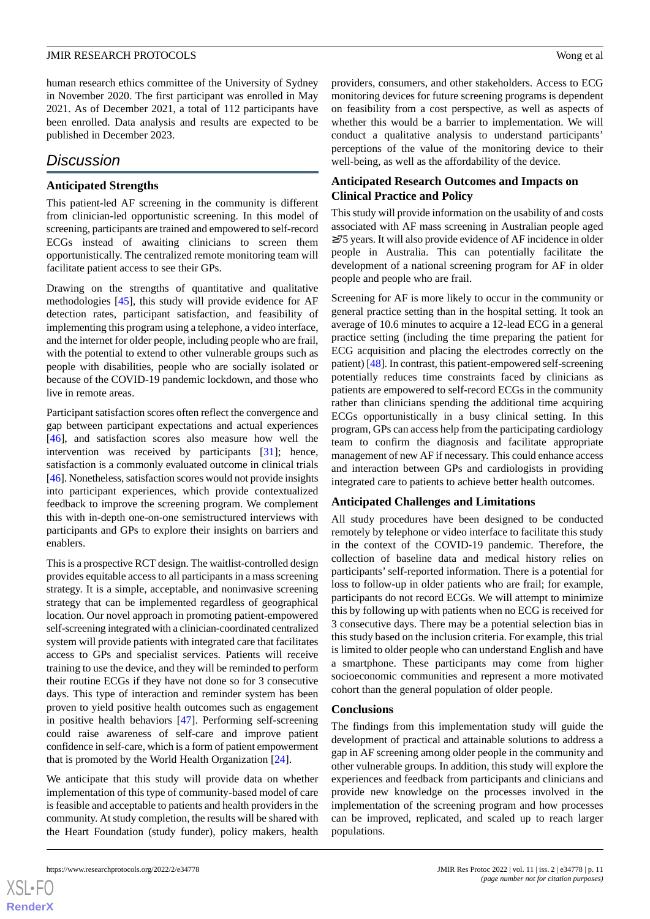human research ethics committee of the University of Sydney in November 2020. The first participant was enrolled in May 2021. As of December 2021, a total of 112 participants have been enrolled. Data analysis and results are expected to be published in December 2023.

## Discussion

### Anticipated Strengths

This patient-led AF screening in the community is different from clinician-led opportunistic screening. In this model of screening, participants are trained and empowered to self-record ECGs instead of awaiting clinicians to screen them opportunistically. The centralized remote monitoring team will facilitate patient access to see their GPs.

Drawing on the strengths of quantitative and qualitative methodologies [45], this study will provide evidence for AF detection rates, participant satisfaction, and feasibility of implementing this program using a telephone, a video interface, and the internet for older people, including people who are frail, with the potential to extend to other vulnerable groups such as people with disabilities, people who are socially isolated or because of the COVID-19 pandemic lockdown, and those who live in remote areas.

Participant satisfaction scores often reflect the convergence and gap between participant expectations and actual experiences [46], and satisfaction scores also measure how well the intervention was received by participants [31]; hence, satisfaction is a commonly evaluated outcome in clinical trials [46]. Nonetheless, satisfaction scores would not provide insights into participant experiences, which provide contextualized feedback to improve the screening program. We complement this with in-depth one-on-one semistructured interviews with participants and GPs to explore their insights on barriers and enablers.

This is a prospective RCT design. The waitlist-controlled design provides equitable access to all participants in a mass screening strategy. It is a simple, acceptable, and noninvasive screening strategy that can be implemented regardless of geographical location. Our novel approach in promoting patient-empowered self-screening integrated with a clinician-coordinated centralized system will provide patients with integrated care that facilitates access to GPs and specialist services. Patients will receive training to use the device, and they will be reminded to perform their routine ECGs if they have not done so for 3 consecutive days. This type of interaction and reminder system has been proven to yield positive health outcomes such as engagement in positive health behaviors [47]. Performing self-screening could raise awareness of self-care and improve patient confidence in self-care, which is a form of patient empowerment that is promoted by the World Health Organization [24].

We anticipate that this study will provide data on whether implementation of this type of community-based model of care is feasible and acceptable to patients and health providers in the community. At study completion, the results will be shared with the Heart Foundation (study funder), policy makers, health providers, consumers, and other stakeholders. Access to ECG monitoring devices for future screening programs is dependent on feasibility from a cost perspective, as well as aspects of whether this would be a barrier to implementation. We will conduct a qualitative analysis to understand participants' perceptions of the value of the monitoring device to their well-being, as well as the affordability of the device.

### Anticipated Research Outcomes and Impacts on Clinical Practice and Policy

This study will provide information on the usability of and costs associated with AF mass screening in Australian people aged ≥75 years. It will also provide evidence of AF incidence in older people in Australia. This can potentially facilitate the development of a national screening program for AF in older people and people who are frail.

Screening for AF is more likely to occur in the community or general practice setting than in the hospital setting. It took an average of 10.6 minutes to acquire a 12-lead ECG in a general practice setting (including the time preparing the patient for ECG acquisition and placing the electrodes correctly on the patient) [48]. In contrast, this patient-empowered self-screening potentially reduces time constraints faced by clinicians as patients are empowered to self-record ECGs in the community rather than clinicians spending the additional time acquiring ECGs opportunistically in a busy clinical setting. In this program, GPs can access help from the participating cardiology team to confirm the diagnosis and facilitate appropriate management of new AF if necessary. This could enhance access and interaction between GPs and cardiologists in providing integrated care to patients to achieve better health outcomes.

### Anticipated Challenges and Limitations

All study procedures have been designed to be conducted remotely by telephone or video interface to facilitate this study in the context of the COVID-19 pandemic. Therefore, the collection of baseline data and medical history relies on participants' self-reported information. There is a potential for loss to follow-up in older patients who are frail; for example, participants do not record ECGs. We will attempt to minimize this by following up with patients when no ECG is received for 3 consecutive days. There may be a potential selection bias in this study based on the inclusion criteria. For example, this trial is limited to older people who can understand English and have a smartphone. These participants may come from higher socioeconomic communities and represent a more motivated cohort than the general population of older people.

### Conclusions

The findings from this implementation study will guide the development of practical and attainable solutions to address a gap in AF screening among older people in the community and other vulnerable groups. In addition, this study will explore the experiences and feedback from participants and clinicians and provide new knowledge on the processes involved in the implementation of the screening program and how processes can be improved, replicated, and scaled up to reach larger populations.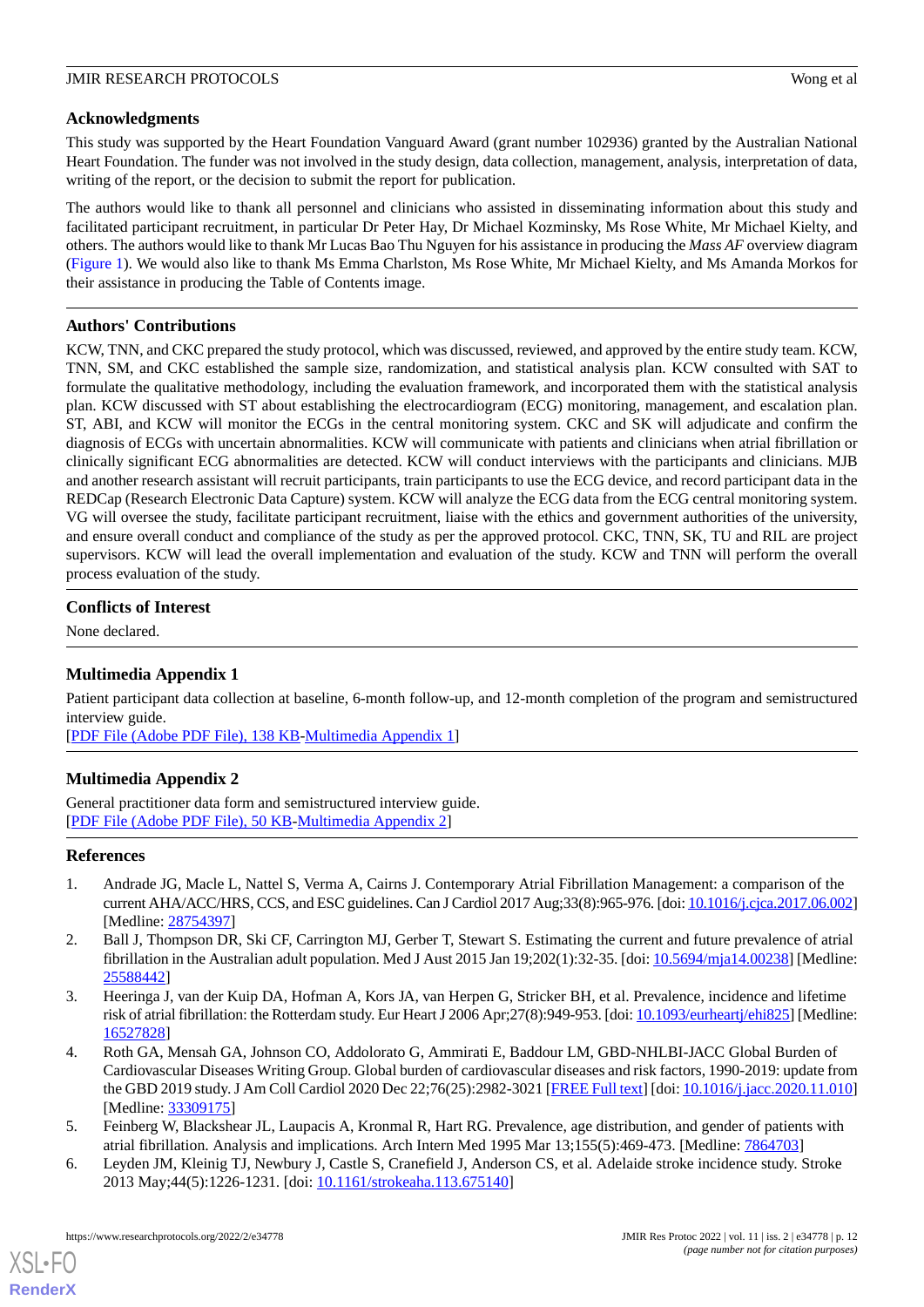## Acknowledgments

This study was supported by the Heart Foundation Vanguard Award (grant number 102936) granted by the Australian National Heart Foundation. The funder was not involved in the study design, data collection, management, analysis, interpretation of data, writing of the report, or the decision to submit the report for publication.

The authors would like to thank all personnel and clinicians who assisted in disseminating information about this study and facilitated participant recruitment, in particular Dr Peter Hay, Dr Michael Kozminsky, Ms Rose White, Mr Michael Kielty, and others. The authors would like to thank Mr Lucas Bao Thu Nguyen for his assistance in producing the *Mass AF* overview diagram (Figure 1). We would also like to thank Ms Emma Charlston, Ms Rose White, Mr Michael Kielty, and Ms Amanda Morkos for their assistance in producing the Table of Contents image.

## Authors' Contributions

KCW, TNN, and CKC prepared the study protocol, which was discussed, reviewed, and approved by the entire study team. KCW, TNN, SM, and CKC established the sample size, randomization, and statistical analysis plan. KCW consulted with SAT to formulate the qualitative methodology, including the evaluation framework, and incorporated them with the statistical analysis plan. KCW discussed with ST about establishing the electrocardiogram (ECG) monitoring, management, and escalation plan. ST, ABI, and KCW will monitor the ECGs in the central monitoring system. CKC and SK will adjudicate and confirm the diagnosis of ECGs with uncertain abnormalities. KCW will communicate with patients and clinicians when atrial fibrillation or clinically significant ECG abnormalities are detected. KCW will conduct interviews with the participants and clinicians. MJB and another research assistant will recruit participants, train participants to use the ECG device, and record participant data in the REDCap (Research Electronic Data Capture) system. KCW will analyze the ECG data from the ECG central monitoring system. VG will oversee the study, facilitate participant recruitment, liaise with the ethics and government authorities of the university, and ensure overall conduct and compliance of the study as per the approved protocol. CKC, TNN, SK, TU and RIL are project supervisors. KCW will lead the overall implementation and evaluation of the study. KCW and TNN will perform the overall process evaluation of the study.

## Conflicts of Interest

None declared.

## Multimedia Appendix 1

Patient participant data collection at baseline, 6-month follow-up, and 12-month completion of the program and semistructured interview guide.

[PDF File (Adobe PDF File), 138 KB-Multimedia Appendix 1]

## Multimedia Appendix 2

General practitioner data form and semistructured interview guide.

[PDF File (Adobe PDF File), 50 KB-Multimedia Appendix 2]

## References

1. Andrade JG, Macle L, Nattel S, Verma A, Cairns J. Contemporary Atrial Fibrillation Management: a comparison of the current AHA/ACC/HRS, CCS, and ESC guidelines. Can J Cardiol 2017 Aug;33(8):965-976. [doi: 10.1016/j.cjca.2017.06.002] [Medline: 28754397]
2. Ball J, Thompson DR, Ski CF, Carrington MJ, Gerber T, Stewart S. Estimating the current and future prevalence of atrial fibrillation in the Australian adult population. Med J Aust 2015 Jan 19;202(1):32-35. [doi: 10.5694/mja14.00238] [Medline: 25588442]
3. Heeringa J, van der Kuip DA, Hofman A, Kors JA, van Herpen G, Stricker BH, et al. Prevalence, incidence and lifetime risk of atrial fibrillation: the Rotterdam study. Eur Heart J 2006 Apr;27(8):949-953. [doi: 10.1093/eurheartj/ehi825] [Medline: 16527828]
4. Roth GA, Mensah GA, Johnson CO, Addolorato G, Ammirati E, Baddour LM, GBD-NHLBI-JACC Global Burden of Cardiovascular Diseases Writing Group. Global burden of cardiovascular diseases and risk factors, 1990-2019: update from the GBD 2019 study. J Am Coll Cardiol 2020 Dec 22;76(25):2982-3021 [FREE Full text] [doi: 10.1016/j.jacc.2020.11.010] [Medline: 33309175]
5. Feinberg W, Blackshear JL, Laupacis A, Kronmal R, Hart RG. Prevalence, age distribution, and gender of patients with atrial fibrillation. Analysis and implications. Arch Intern Med 1995 Mar 13;155(5):469-473. [Medline: 7864703]
6. Leyden JM, Kleinig TJ, Newbury J, Castle S, Cranefield J, Anderson CS, et al. Adelaide stroke incidence study. Stroke 2013 May;44(5):1226-1231. [doi: 10.1161/strokeaha.113.675140]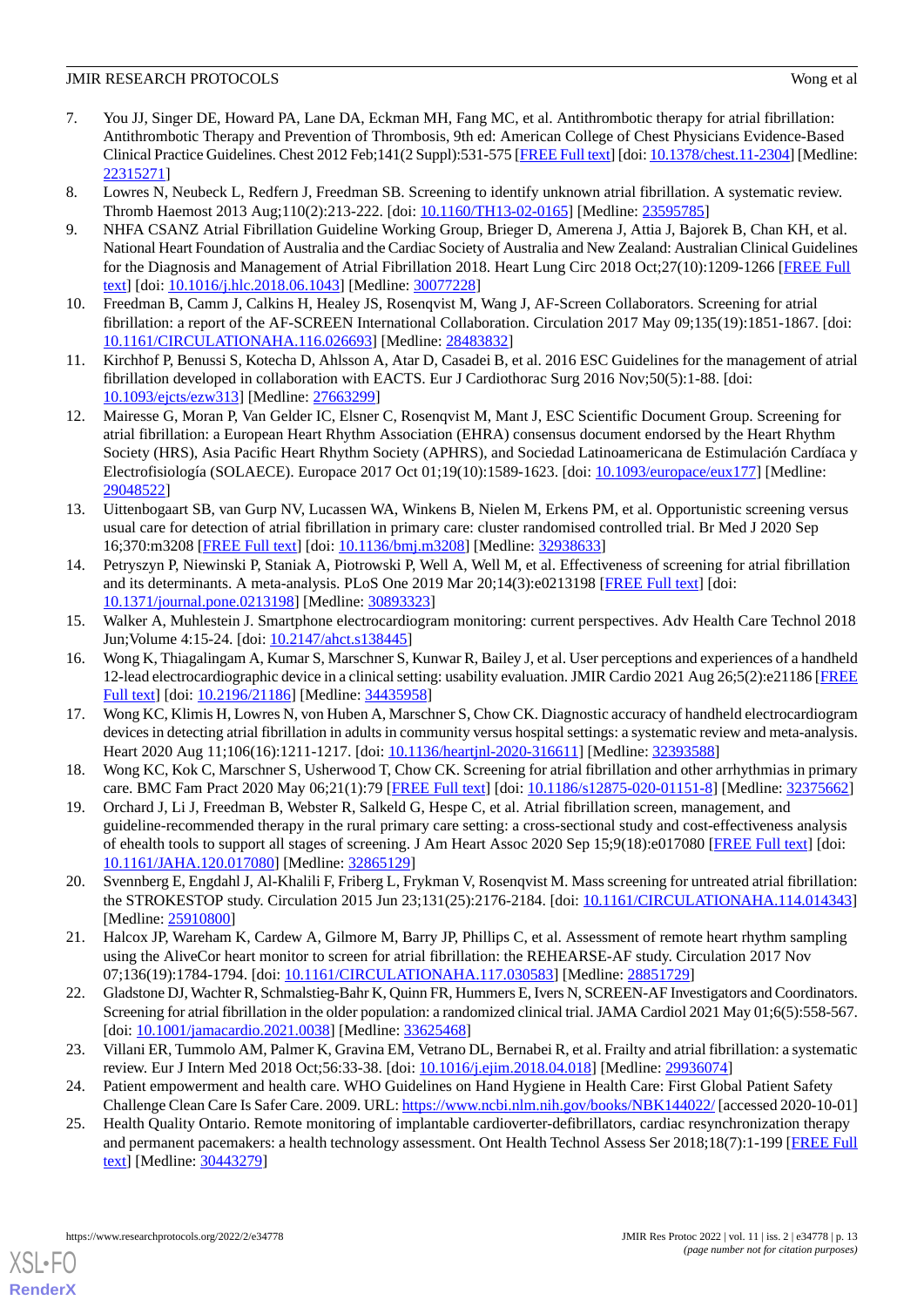7. You JJ, Singer DE, Howard PA, Lane DA, Eckman MH, Fang MC, et al. Antithrombotic therapy for atrial fibrillation: Antithrombotic Therapy and Prevention of Thrombosis, 9th ed: American College of Chest Physicians Evidence-Based Clinical Practice Guidelines. Chest 2012 Feb;141(2 Suppl):531-575 [FREE Full text] [doi: 10.1378/chest.11-2304] [Medline: 22315271]
8. Lowres N, Neubeck L, Redfern J, Freedman SB. Screening to identify unknown atrial fibrillation. A systematic review. Thromb Haemost 2013 Aug;110(2):213-222. [doi: 10.1160/TH13-02-0165] [Medline: 23595785]
9. NHFA CSANZ Atrial Fibrillation Guideline Working Group, Brieger D, Amerena J, Attia J, Bajorek B, Chan KH, et al. National Heart Foundation of Australia and the Cardiac Society of Australia and New Zealand: Australian Clinical Guidelines for the Diagnosis and Management of Atrial Fibrillation 2018. Heart Lung Circ 2018 Oct;27(10):1209-1266 [FREE Full text] [doi: 10.1016/j.hlc.2018.06.1043] [Medline: 30077228]
10. Freedman B, Camm J, Calkins H, Healey JS, Rosenqvist M, Wang J, AF-Screen Collaborators. Screening for atrial fibrillation: a report of the AF-SCREEN International Collaboration. Circulation 2017 May 09;135(19):1851-1867. [doi: 10.1161/CIRCULATIONAHA.116.026693] [Medline: 28483832]
11. Kirchhof P, Benussi S, Kotecha D, Ahlsson A, Atar D, Casadei B, et al. 2016 ESC Guidelines for the management of atrial fibrillation developed in collaboration with EACTS. Eur J Cardiothorac Surg 2016 Nov;50(5):1-88. [doi: 10.1093/ejcts/ezw313] [Medline: 27663299]
12. Mairesse G, Moran P, Van Gelder IC, Elsner C, Rosenqvist M, Mant J, ESC Scientific Document Group. Screening for atrial fibrillation: a European Heart Rhythm Association (EHRA) consensus document endorsed by the Heart Rhythm Society (HRS), Asia Pacific Heart Rhythm Society (APHRS), and Sociedad Latinoamericana de Estimulación Cardíaca y Electrofisiología (SOLAECE). Europace 2017 Oct 01;19(10):1589-1623. [doi: 10.1093/europace/eux177] [Medline: 29048522]
13. Uittenbogaart SB, van Gurp NV, Lucassen WA, Winkens B, Nielen M, Erkens PM, et al. Opportunistic screening versus usual care for detection of atrial fibrillation in primary care: cluster randomised controlled trial. Br Med J 2020 Sep 16;370:m3208 [FREE Full text] [doi: 10.1136/bmj.m3208] [Medline: 32938633]
14. Petryszyn P, Niewinski P, Staniak A, Piotrowski P, Well A, Well M, et al. Effectiveness of screening for atrial fibrillation and its determinants. A meta-analysis. PLoS One 2019 Mar 20;14(3):e0213198 [FREE Full text] [doi: 10.1371/journal.pone.0213198] [Medline: 30893323]
15. Walker A, Muhlestein J. Smartphone electrocardiogram monitoring: current perspectives. Adv Health Care Technol 2018 Jun;Volume 4:15-24. [doi: 10.2147/ahct.s138445]
16. Wong K, Thiagalingam A, Kumar S, Marschner S, Kunwar R, Bailey J, et al. User perceptions and experiences of a handheld 12-lead electrocardiographic device in a clinical setting: usability evaluation. JMIR Cardio 2021 Aug 26;5(2):e21186 [FREE Full text] [doi: 10.2196/21186] [Medline: 34435958]
17. Wong KC, Klimis H, Lowres N, von Huben A, Marschner S, Chow CK. Diagnostic accuracy of handheld electrocardiogram devices in detecting atrial fibrillation in adults in community versus hospital settings: a systematic review and meta-analysis. Heart 2020 Aug 11;106(16):1211-1217. [doi: 10.1136/heartjnl-2020-316611] [Medline: 32393588]
18. Wong KC, Kok C, Marschner S, Usherwood T, Chow CK. Screening for atrial fibrillation and other arrhythmias in primary care. BMC Fam Pract 2020 May 06;21(1):79 [FREE Full text] [doi: 10.1186/s12875-020-01151-8] [Medline: 32375662]
19. Orchard J, Li J, Freedman B, Webster R, Salkeld G, Hespe C, et al. Atrial fibrillation screen, management, and guideline-recommended therapy in the rural primary care setting: a cross-sectional study and cost-effectiveness analysis of ehealth tools to support all stages of screening. J Am Heart Assoc 2020 Sep 15;9(18):e017080 [FREE Full text] [doi: 10.1161/JAHA.120.017080] [Medline: 32865129]
20. Svennberg E, Engdahl J, Al-Khalili F, Friberg L, Frykman V, Rosenqvist M. Mass screening for untreated atrial fibrillation: the STROKESTOP study. Circulation 2015 Jun 23;131(25):2176-2184. [doi: 10.1161/CIRCULATIONAHA.114.014343] [Medline: 25910800]
21. Halcox JP, Wareham K, Cardew A, Gilmore M, Barry JP, Phillips C, et al. Assessment of remote heart rhythm sampling using the AliveCor heart monitor to screen for atrial fibrillation: the REHEARSE-AF study. Circulation 2017 Nov 07;136(19):1784-1794. [doi: 10.1161/CIRCULATIONAHA.117.030583] [Medline: 28851729]
22. Gladstone DJ, Wachter R, Schmalstieg-Bahr K, Quinn FR, Hummers E, Ivers N, SCREEN-AF Investigators and Coordinators. Screening for atrial fibrillation in the older population: a randomized clinical trial. JAMA Cardiol 2021 May 01;6(5):558-567. [doi: 10.1001/jamacardio.2021.0038] [Medline: 33625468]
23. Villani ER, Tummolo AM, Palmer K, Gravina EM, Vetrano DL, Bernabei R, et al. Frailty and atrial fibrillation: a systematic review. Eur J Intern Med 2018 Oct;56:33-38. [doi: 10.1016/j.ejim.2018.04.018] [Medline: 29936074]
24. Patient empowerment and health care. WHO Guidelines on Hand Hygiene in Health Care: First Global Patient Safety Challenge Clean Care Is Safer Care. 2009. URL: https://www.ncbi.nlm.nih.gov/books/NBK144022/ [accessed 2020-10-01]
25. Health Quality Ontario. Remote monitoring of implantable cardioverter-defibrillators, cardiac resynchronization therapy and permanent pacemakers: a health technology assessment. Ont Health Technol Assess Ser 2018;18(7):1-199 [FREE Full text] [Medline: 30443279]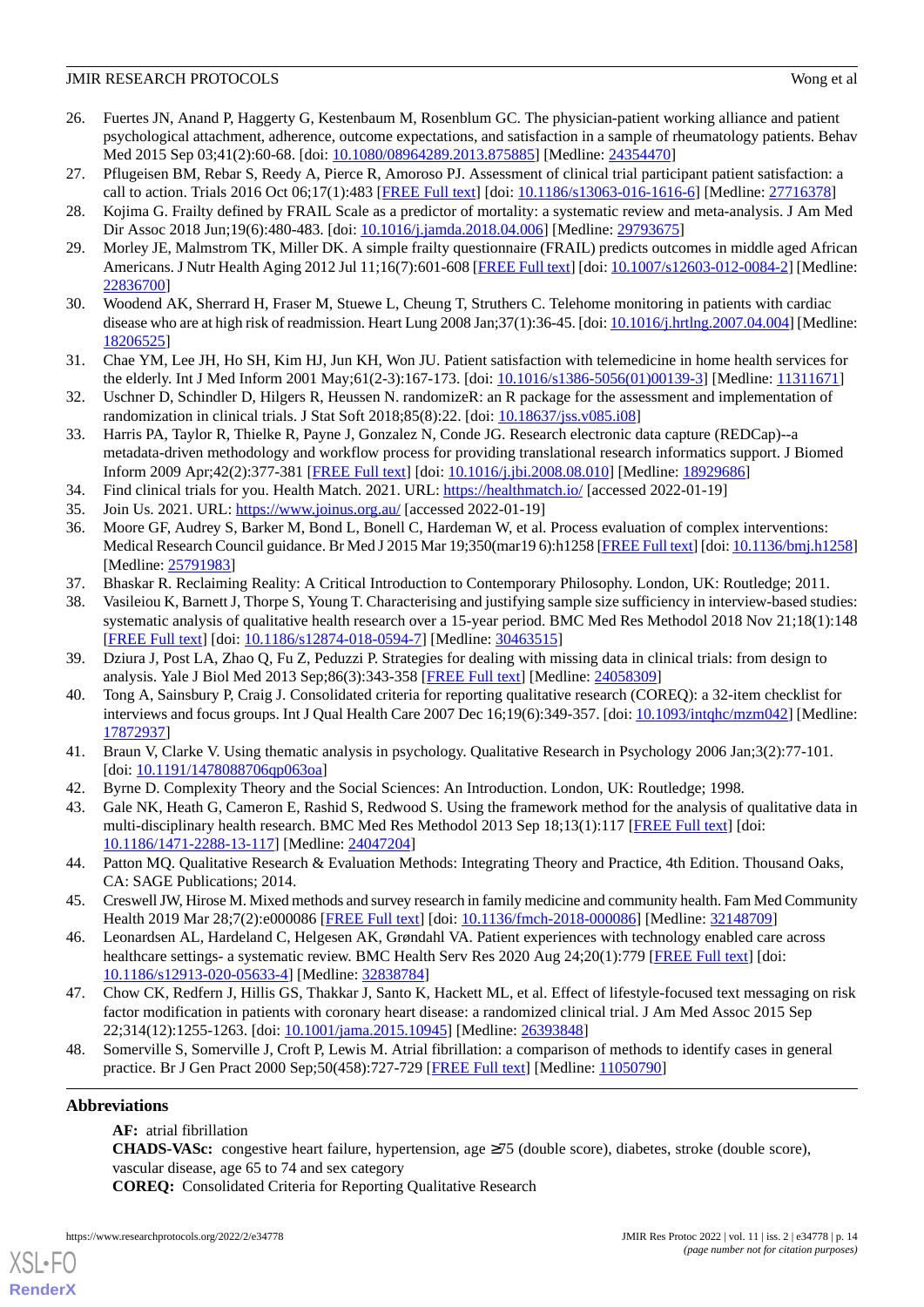26. Fuertes JN, Anand P, Haggerty G, Kestenbaum M, Rosenblum GC. The physician-patient working alliance and patient psychological attachment, adherence, outcome expectations, and satisfaction in a sample of rheumatology patients. Behav Med 2015 Sep 03;41(2):60-68. [doi: 10.1080/08964289.2013.875885] [Medline: 24354470]
27. Pflugeisen BM, Rebar S, Reedy A, Pierce R, Amoroso PJ. Assessment of clinical trial participant patient satisfaction: a call to action. Trials 2016 Oct 06;17(1):483 [FREE Full text] [doi: 10.1186/s13063-016-1616-6] [Medline: 27716378]
28. Kojima G. Frailty defined by FRAIL Scale as a predictor of mortality: a systematic review and meta-analysis. J Am Med Dir Assoc 2018 Jun;19(6):480-483. [doi: 10.1016/j.jamda.2018.04.006] [Medline: 29793675]
29. Morley JE, Malmstrom TK, Miller DK. A simple frailty questionnaire (FRAIL) predicts outcomes in middle aged African Americans. J Nutr Health Aging 2012 Jul 11;16(7):601-608 [FREE Full text] [doi: 10.1007/s12603-012-0084-2] [Medline: 22836700]
30. Woodend AK, Sherrard H, Fraser M, Stuewe L, Cheung T, Struthers C. Telehome monitoring in patients with cardiac disease who are at high risk of readmission. Heart Lung 2008 Jan;37(1):36-45. [doi: 10.1016/j.hrtlng.2007.04.004] [Medline: 18206525]
31. Chae YM, Lee JH, Ho SH, Kim HJ, Jun KH, Won JU. Patient satisfaction with telemedicine in home health services for the elderly. Int J Med Inform 2001 May;61(2-3):167-173. [doi: 10.1016/s1386-5056(01)00139-3] [Medline: 11311671]
32. Uschner D, Schindler D, Hilgers R, Heussen N. randomizeR: an R package for the assessment and implementation of randomization in clinical trials. J Stat Soft 2018;85(8):22. [doi: 10.18637/jss.v085.i08]
33. Harris PA, Taylor R, Thielke R, Payne J, Gonzalez N, Conde JG. Research electronic data capture (REDCap)--a metadata-driven methodology and workflow process for providing translational research informatics support. J Biomed Inform 2009 Apr;42(2):377-381 [FREE Full text] [doi: 10.1016/j.jbi.2008.08.010] [Medline: 18929686]
34. Find clinical trials for you. Health Match. 2021. URL: https://healthmatch.io/ [accessed 2022-01-19]
35. Join Us. 2021. URL: https://www.joinus.org.au/ [accessed 2022-01-19]
36. Moore GF, Audrey S, Barker M, Bond L, Bonell C, Hardeman W, et al. Process evaluation of complex interventions: Medical Research Council guidance. Br Med J 2015 Mar 19;350(mar19 6):h1258 [FREE Full text] [doi: 10.1136/bmj.h1258] [Medline: 25791983]
37. Bhaskar R. Reclaiming Reality: A Critical Introduction to Contemporary Philosophy. London, UK: Routledge; 2011.
38. Vasileiou K, Barnett J, Thorpe S, Young T. Characterising and justifying sample size sufficiency in interview-based studies: systematic analysis of qualitative health research over a 15-year period. BMC Med Res Methodol 2018 Nov 21;18(1):148 [FREE Full text] [doi: 10.1186/s12874-018-0594-7] [Medline: 30463515]
39. Dziura J, Post LA, Zhao Q, Fu Z, Peduzzi P. Strategies for dealing with missing data in clinical trials: from design to analysis. Yale J Biol Med 2013 Sep;86(3):343-358 [FREE Full text] [Medline: 24058309]
40. Tong A, Sainsbury P, Craig J. Consolidated criteria for reporting qualitative research (COREQ): a 32-item checklist for interviews and focus groups. Int J Qual Health Care 2007 Dec 16;19(6):349-357. [doi: 10.1093/intqhc/mzm042] [Medline: 17872937]
41. Braun V, Clarke V. Using thematic analysis in psychology. Qualitative Research in Psychology 2006 Jan;3(2):77-101. [doi: 10.1191/1478088706qp063oa]
42. Byrne D. Complexity Theory and the Social Sciences: An Introduction. London, UK: Routledge; 1998.
43. Gale NK, Heath G, Cameron E, Rashid S, Redwood S. Using the framework method for the analysis of qualitative data in multi-disciplinary health research. BMC Med Res Methodol 2013 Sep 18;13(1):117 [FREE Full text] [doi: 10.1186/1471-2288-13-117] [Medline: 24047204]
44. Patton MQ. Qualitative Research & Evaluation Methods: Integrating Theory and Practice, 4th Edition. Thousand Oaks, CA: SAGE Publications; 2014.
45. Creswell JW, Hirose M. Mixed methods and survey research in family medicine and community health. Fam Med Community Health 2019 Mar 28;7(2):e000086 [FREE Full text] [doi: 10.1136/fmch-2018-000086] [Medline: 32148709]
46. Leonardsen AL, Hardeland C, Helgesen AK, Grøndahl VA. Patient experiences with technology enabled care across healthcare settings- a systematic review. BMC Health Serv Res 2020 Aug 24;20(1):779 [FREE Full text] [doi: 10.1186/s12913-020-05633-4] [Medline: 32838784]
47. Chow CK, Redfern J, Hillis GS, Thakkar J, Santo K, Hackett ML, et al. Effect of lifestyle-focused text messaging on risk factor modification in patients with coronary heart disease: a randomized clinical trial. J Am Med Assoc 2015 Sep 22;314(12):1255-1263. [doi: 10.1001/jama.2015.10945] [Medline: 26393848]
48. Somerville S, Somerville J, Croft P, Lewis M. Atrial fibrillation: a comparison of methods to identify cases in general practice. Br J Gen Pract 2000 Sep;50(458):727-729 [FREE Full text] [Medline: 11050790]

## Abbreviations

**AF:** atrial fibrillation
**CHADS-VASc:** congestive heart failure, hypertension, age ≥75 (double score), diabetes, stroke (double score), vascular disease, age 65 to 74 and sex category
**COREQ:** Consolidated Criteria for Reporting Qualitative Research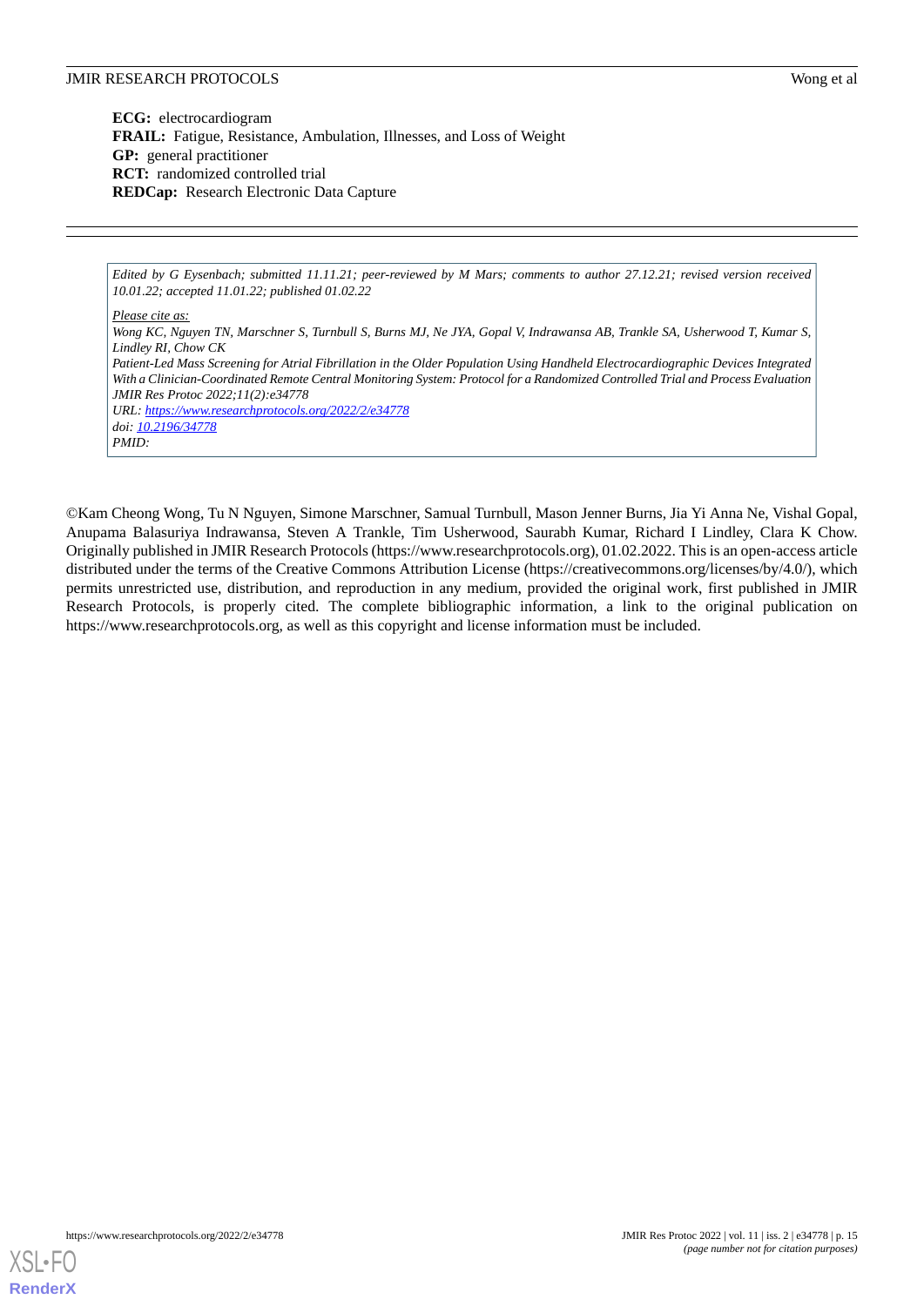**ECG:** electrocardiogram
**FRAIL:** Fatigue, Resistance, Ambulation, Illnesses, and Loss of Weight
**GP:** general practitioner
**RCT:** randomized controlled trial
**REDCap:** Research Electronic Data Capture

---

*Edited by G Eysenbach; submitted 11.11.21; peer-reviewed by M Mars; comments to author 27.12.21; revised version received 10.01.22; accepted 11.01.22; published 01.02.22*

*Please cite as:*
*Wong KC, Nguyen TN, Marschner S, Turnbull S, Burns MJ, Ne JYA, Gopal V, Indrawansa AB, Trankle SA, Usherwood T, Kumar S, Lindley RI, Chow CK*
*Patient-Led Mass Screening for Atrial Fibrillation in the Older Population Using Handheld Electrocardiographic Devices Integrated With a Clinician-Coordinated Remote Central Monitoring System: Protocol for a Randomized Controlled Trial and Process Evaluation*
*JMIR Res Protoc 2022;11(2):e34778*
*URL: https://www.researchprotocols.org/2022/2/e34778*
*doi: 10.2196/34778*
*PMID:*

©Kam Cheong Wong, Tu N Nguyen, Simone Marschner, Samual Turnbull, Mason Jenner Burns, Jia Yi Anna Ne, Vishal Gopal, Anupama Balasuriya Indrawansa, Steven A Trankle, Tim Usherwood, Saurabh Kumar, Richard I Lindley, Clara K Chow. Originally published in JMIR Research Protocols (https://www.researchprotocols.org), 01.02.2022. This is an open-access article distributed under the terms of the Creative Commons Attribution License (https://creativecommons.org/licenses/by/4.0/), which permits unrestricted use, distribution, and reproduction in any medium, provided the original work, first published in JMIR Research Protocols, is properly cited. The complete bibliographic information, a link to the original publication on https://www.researchprotocols.org, as well as this copyright and license information must be included.